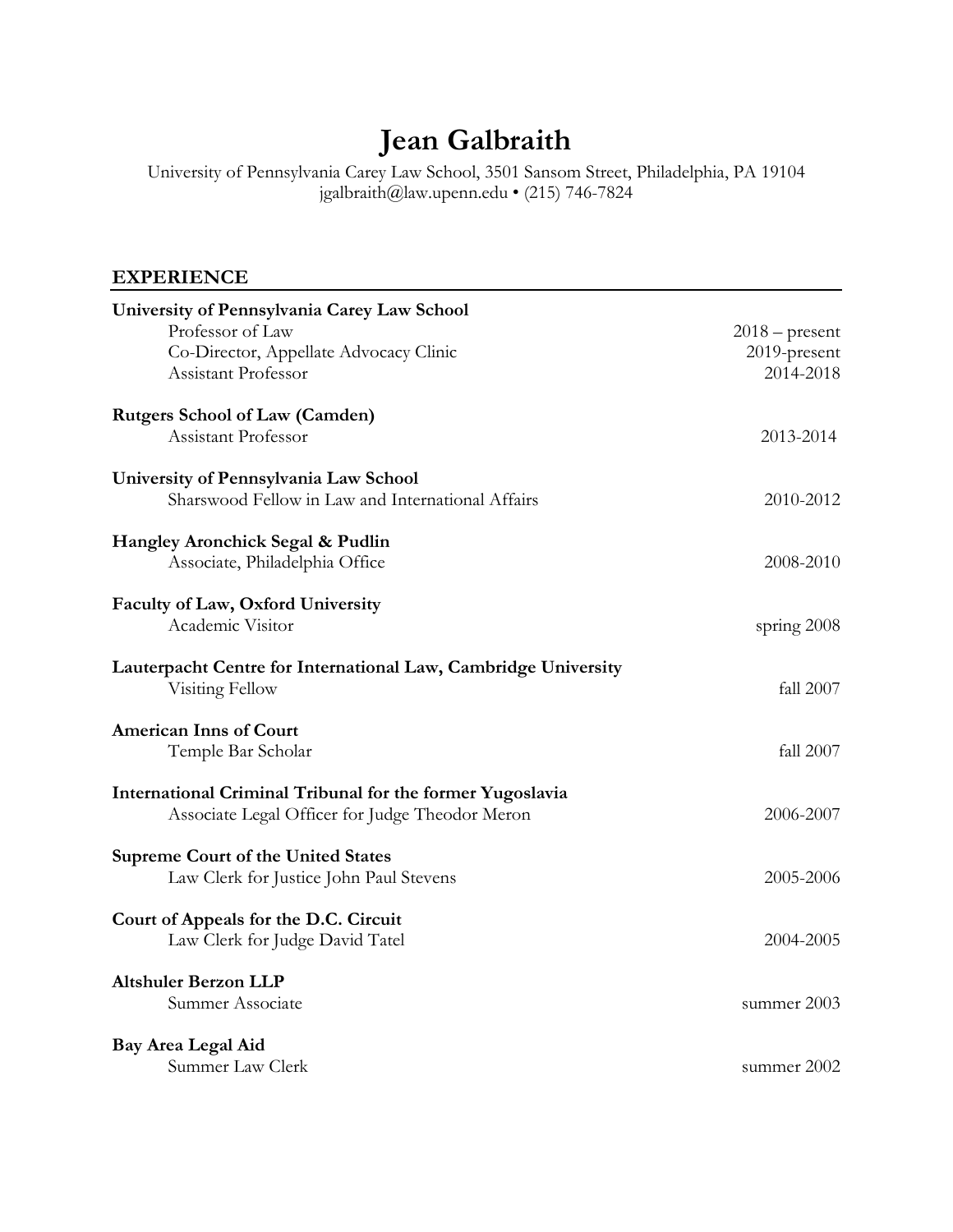# Jean Galbraith

University of Pennsylvania Carey Law School, 3501 Sansom Street, Philadelphia, PA 19104
jgalbraith@law.upenn.edu • (215) 746-7824

## EXPERIENCE

**University of Pennsylvania Carey Law School**
- Professor of Law — 2018 – present
- Co-Director, Appellate Advocacy Clinic — 2019-present
- Assistant Professor — 2014-2018

**Rutgers School of Law (Camden)**
- Assistant Professor — 2013-2014

**University of Pennsylvania Law School**
- Sharswood Fellow in Law and International Affairs — 2010-2012

**Hangley Aronchick Segal & Pudlin**
- Associate, Philadelphia Office — 2008-2010

**Faculty of Law, Oxford University**
- Academic Visitor — spring 2008

**Lauterpacht Centre for International Law, Cambridge University**
- Visiting Fellow — fall 2007

**American Inns of Court**
- Temple Bar Scholar — fall 2007

**International Criminal Tribunal for the former Yugoslavia**
- Associate Legal Officer for Judge Theodor Meron — 2006-2007

**Supreme Court of the United States**
- Law Clerk for Justice John Paul Stevens — 2005-2006

**Court of Appeals for the D.C. Circuit**
- Law Clerk for Judge David Tatel — 2004-2005

**Altshuler Berzon LLP**
- Summer Associate — summer 2003

**Bay Area Legal Aid**
- Summer Law Clerk — summer 2002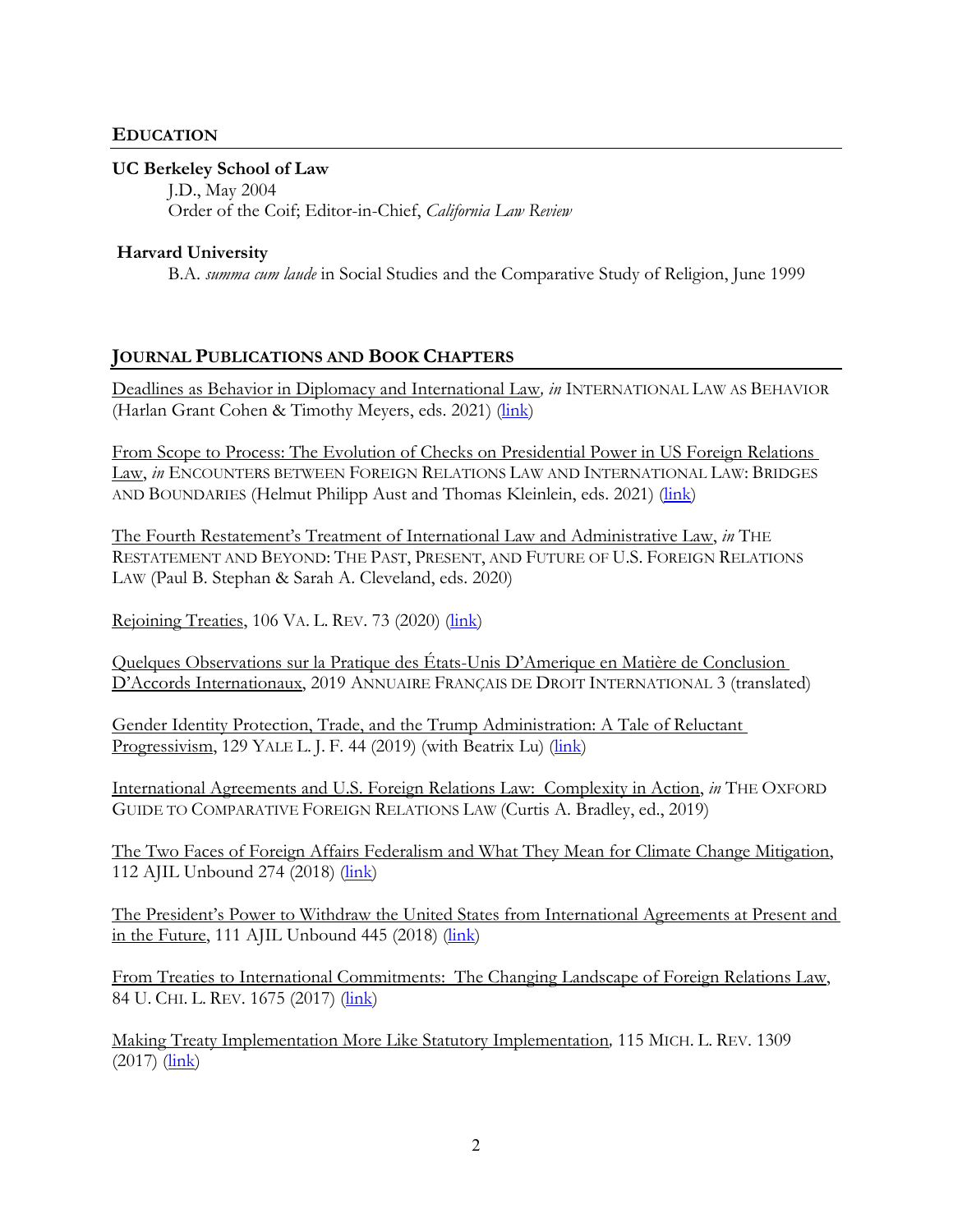## EDUCATION

**UC Berkeley School of Law**

J.D., May 2004
Order of the Coif; Editor-in-Chief, *California Law Review*

**Harvard University**

B.A. *summa cum laude* in Social Studies and the Comparative Study of Religion, June 1999

## JOURNAL PUBLICATIONS AND BOOK CHAPTERS

Deadlines as Behavior in Diplomacy and International Law*, in* INTERNATIONAL LAW AS BEHAVIOR (Harlan Grant Cohen & Timothy Meyers, eds. 2021) (link)

From Scope to Process: The Evolution of Checks on Presidential Power in US Foreign Relations Law, *in* ENCOUNTERS BETWEEN FOREIGN RELATIONS LAW AND INTERNATIONAL LAW: BRIDGES AND BOUNDARIES (Helmut Philipp Aust and Thomas Kleinlein, eds. 2021) (link)

The Fourth Restatement's Treatment of International Law and Administrative Law, *in* THE RESTATEMENT AND BEYOND: THE PAST, PRESENT, AND FUTURE OF U.S. FOREIGN RELATIONS LAW (Paul B. Stephan & Sarah A. Cleveland, eds. 2020)

Rejoining Treaties, 106 VA. L. REV. 73 (2020) (link)

Quelques Observations sur la Pratique des États-Unis D'Amerique en Matière de Conclusion D'Accords Internationaux, 2019 ANNUAIRE FRANÇAIS DE DROIT INTERNATIONAL 3 (translated)

Gender Identity Protection, Trade, and the Trump Administration: A Tale of Reluctant Progressivism, 129 YALE L. J. F. 44 (2019) (with Beatrix Lu) (link)

International Agreements and U.S. Foreign Relations Law: Complexity in Action, *in* THE OXFORD GUIDE TO COMPARATIVE FOREIGN RELATIONS LAW (Curtis A. Bradley, ed., 2019)

The Two Faces of Foreign Affairs Federalism and What They Mean for Climate Change Mitigation, 112 AJIL Unbound 274 (2018) (link)

The President's Power to Withdraw the United States from International Agreements at Present and in the Future, 111 AJIL Unbound 445 (2018) (link)

From Treaties to International Commitments: The Changing Landscape of Foreign Relations Law, 84 U. CHI. L. REV. 1675 (2017) (link)

Making Treaty Implementation More Like Statutory Implementation, 115 MICH. L. REV. 1309 (2017) (link)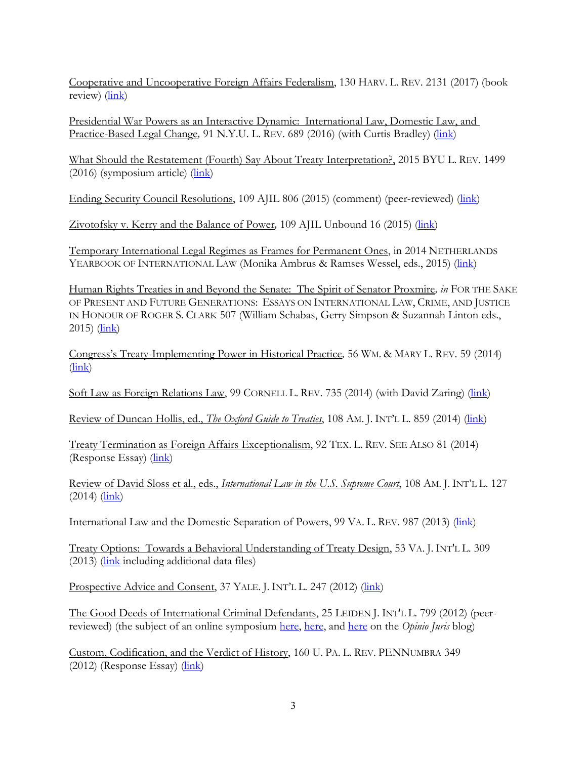Cooperative and Uncooperative Foreign Affairs Federalism, 130 HARV. L. REV. 2131 (2017) (book review) (link)

Presidential War Powers as an Interactive Dynamic: International Law, Domestic Law, and Practice-Based Legal Change, 91 N.Y.U. L. REV. 689 (2016) (with Curtis Bradley) (link)

What Should the Restatement (Fourth) Say About Treaty Interpretation?, 2015 BYU L. REV. 1499 (2016) (symposium article) (link)

Ending Security Council Resolutions, 109 AJIL 806 (2015) (comment) (peer-reviewed) (link)

Zivotofsky v. Kerry and the Balance of Power, 109 AJIL Unbound 16 (2015) (link)

Temporary International Legal Regimes as Frames for Permanent Ones, in 2014 NETHERLANDS YEARBOOK OF INTERNATIONAL LAW (Monika Ambrus & Ramses Wessel, eds., 2015) (link)

Human Rights Treaties in and Beyond the Senate: The Spirit of Senator Proxmire, *in* FOR THE SAKE OF PRESENT AND FUTURE GENERATIONS: ESSAYS ON INTERNATIONAL LAW, CRIME, AND JUSTICE IN HONOUR OF ROGER S. CLARK 507 (William Schabas, Gerry Simpson & Suzannah Linton eds., 2015) (link)

Congress's Treaty-Implementing Power in Historical Practice, 56 WM. & MARY L. REV. 59 (2014) (link)

Soft Law as Foreign Relations Law, 99 CORNELL L. REV. 735 (2014) (with David Zaring) (link)

Review of Duncan Hollis, ed., *The Oxford Guide to Treaties*, 108 AM. J. INT'L L. 859 (2014) (link)

Treaty Termination as Foreign Affairs Exceptionalism, 92 TEX. L. REV. SEE ALSO 81 (2014) (Response Essay) (link)

Review of David Sloss et al., eds., *International Law in the U.S. Supreme Court*, 108 AM. J. INT'L L. 127 (2014) (link)

International Law and the Domestic Separation of Powers, 99 VA. L. REV. 987 (2013) (link)

Treaty Options: Towards a Behavioral Understanding of Treaty Design, 53 VA. J. INT'L L. 309 (2013) (link including additional data files)

Prospective Advice and Consent, 37 YALE. J. INT'L L. 247 (2012) (link)

The Good Deeds of International Criminal Defendants, 25 LEIDEN J. INT'L L. 799 (2012) (peer-reviewed) (the subject of an online symposium here, here, and here on the *Opinio Juris* blog)

Custom, Codification, and the Verdict of History, 160 U. PA. L. REV. PENNUMBRA 349 (2012) (Response Essay) (link)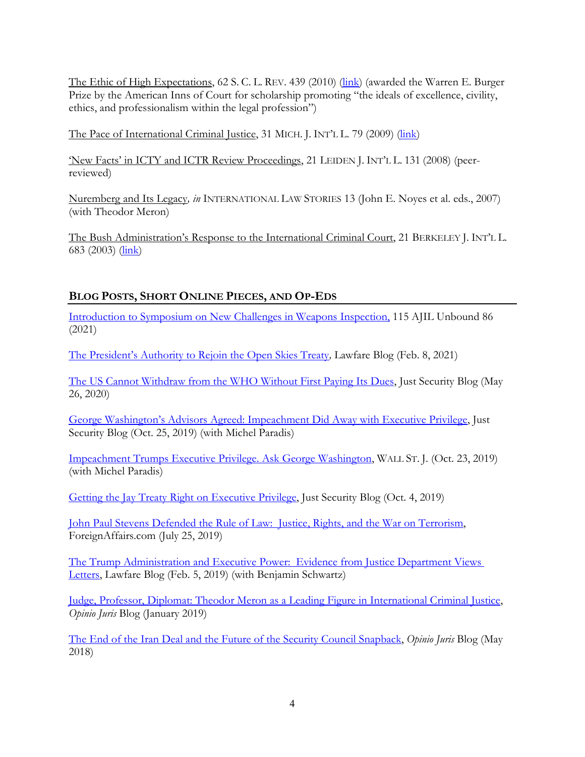The Ethic of High Expectations, 62 S. C. L. REV. 439 (2010) (link) (awarded the Warren E. Burger Prize by the American Inns of Court for scholarship promoting "the ideals of excellence, civility, ethics, and professionalism within the legal profession")

The Pace of International Criminal Justice, 31 MICH. J. INT'L L. 79 (2009) (link)

'New Facts' in ICTY and ICTR Review Proceedings, 21 LEIDEN J. INT'L L. 131 (2008) (peer-reviewed)

Nuremberg and Its Legacy, *in* INTERNATIONAL LAW STORIES 13 (John E. Noyes et al. eds., 2007) (with Theodor Meron)

The Bush Administration's Response to the International Criminal Court, 21 BERKELEY J. INT'L L. 683 (2003) (link)

## BLOG POSTS, SHORT ONLINE PIECES, AND OP-EDS

Introduction to Symposium on New Challenges in Weapons Inspection, 115 AJIL Unbound 86 (2021)

The President's Authority to Rejoin the Open Skies Treaty, Lawfare Blog (Feb. 8, 2021)

The US Cannot Withdraw from the WHO Without First Paying Its Dues, Just Security Blog (May 26, 2020)

George Washington's Advisors Agreed: Impeachment Did Away with Executive Privilege, Just Security Blog (Oct. 25, 2019) (with Michel Paradis)

Impeachment Trumps Executive Privilege. Ask George Washington, WALL ST. J. (Oct. 23, 2019) (with Michel Paradis)

Getting the Jay Treaty Right on Executive Privilege, Just Security Blog (Oct. 4, 2019)

John Paul Stevens Defended the Rule of Law: Justice, Rights, and the War on Terrorism, ForeignAffairs.com (July 25, 2019)

The Trump Administration and Executive Power: Evidence from Justice Department Views Letters, Lawfare Blog (Feb. 5, 2019) (with Benjamin Schwartz)

Judge, Professor, Diplomat: Theodor Meron as a Leading Figure in International Criminal Justice, *Opinio Juris* Blog (January 2019)

The End of the Iran Deal and the Future of the Security Council Snapback, *Opinio Juris* Blog (May 2018)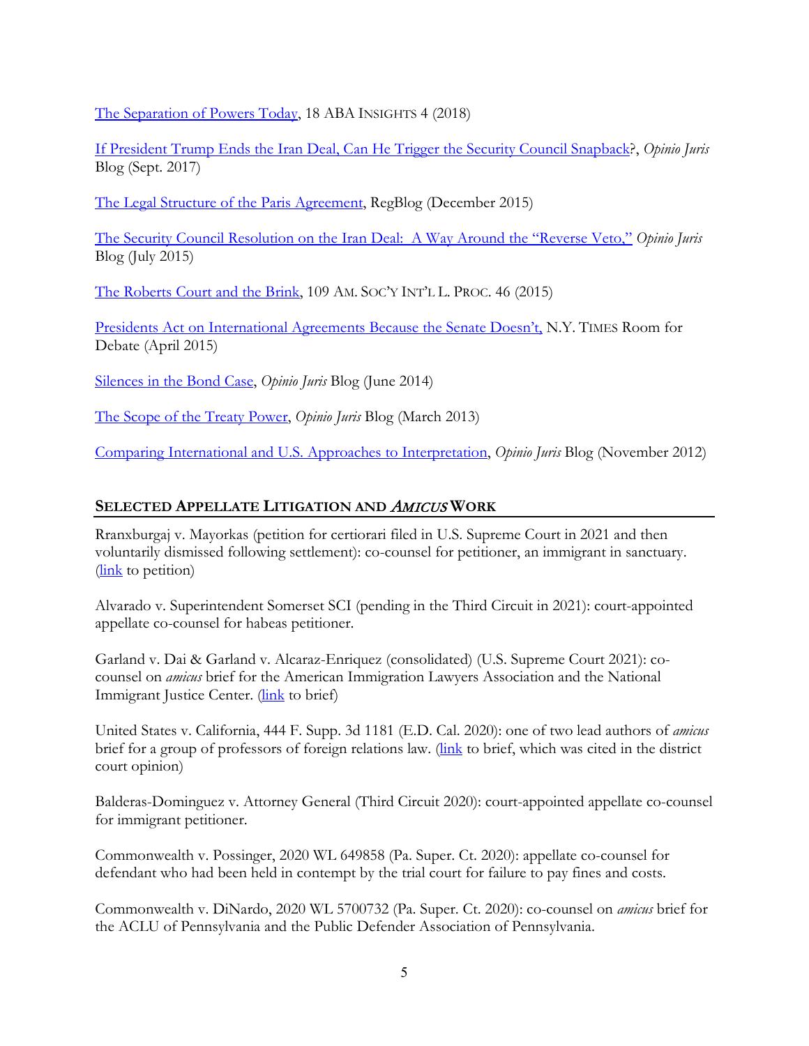The Separation of Powers Today, 18 ABA INSIGHTS 4 (2018)

If President Trump Ends the Iran Deal, Can He Trigger the Security Council Snapback?, *Opinio Juris* Blog (Sept. 2017)

The Legal Structure of the Paris Agreement, RegBlog (December 2015)

The Security Council Resolution on the Iran Deal: A Way Around the "Reverse Veto," *Opinio Juris* Blog (July 2015)

The Roberts Court and the Brink, 109 AM. SOC'Y INT'L L. PROC. 46 (2015)

Presidents Act on International Agreements Because the Senate Doesn't, N.Y. TIMES Room for Debate (April 2015)

Silences in the Bond Case, *Opinio Juris* Blog (June 2014)

The Scope of the Treaty Power, *Opinio Juris* Blog (March 2013)

Comparing International and U.S. Approaches to Interpretation, *Opinio Juris* Blog (November 2012)

## SELECTED APPELLATE LITIGATION AND *AMICUS* WORK

Rranxburgaj v. Mayorkas (petition for certiorari filed in U.S. Supreme Court in 2021 and then voluntarily dismissed following settlement): co-counsel for petitioner, an immigrant in sanctuary. (link to petition)

Alvarado v. Superintendent Somerset SCI (pending in the Third Circuit in 2021): court-appointed appellate co-counsel for habeas petitioner.

Garland v. Dai & Garland v. Alcaraz-Enriquez (consolidated) (U.S. Supreme Court 2021): co-counsel on *amicus* brief for the American Immigration Lawyers Association and the National Immigrant Justice Center. (link to brief)

United States v. California, 444 F. Supp. 3d 1181 (E.D. Cal. 2020): one of two lead authors of *amicus* brief for a group of professors of foreign relations law. (link to brief, which was cited in the district court opinion)

Balderas-Dominguez v. Attorney General (Third Circuit 2020): court-appointed appellate co-counsel for immigrant petitioner.

Commonwealth v. Possinger, 2020 WL 649858 (Pa. Super. Ct. 2020): appellate co-counsel for defendant who had been held in contempt by the trial court for failure to pay fines and costs.

Commonwealth v. DiNardo, 2020 WL 5700732 (Pa. Super. Ct. 2020): co-counsel on *amicus* brief for the ACLU of Pennsylvania and the Public Defender Association of Pennsylvania.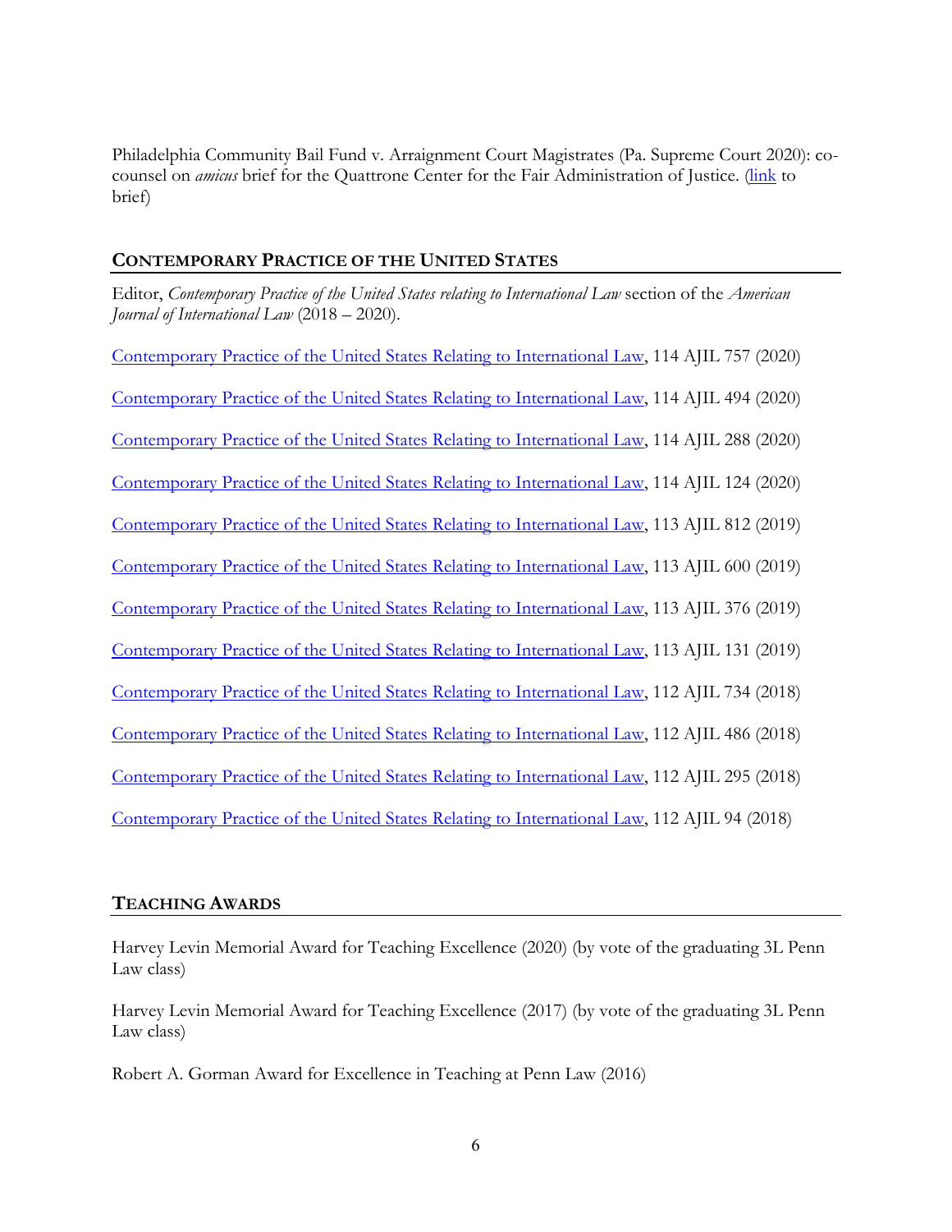Philadelphia Community Bail Fund v. Arraignment Court Magistrates (Pa. Supreme Court 2020): co-counsel on *amicus* brief for the Quattrone Center for the Fair Administration of Justice. (link to brief)

## CONTEMPORARY PRACTICE OF THE UNITED STATES

Editor, *Contemporary Practice of the United States relating to International Law* section of the *American Journal of International Law* (2018 – 2020).

Contemporary Practice of the United States Relating to International Law, 114 AJIL 757 (2020)

Contemporary Practice of the United States Relating to International Law, 114 AJIL 494 (2020)

Contemporary Practice of the United States Relating to International Law, 114 AJIL 288 (2020)

Contemporary Practice of the United States Relating to International Law, 114 AJIL 124 (2020)

Contemporary Practice of the United States Relating to International Law, 113 AJIL 812 (2019)

Contemporary Practice of the United States Relating to International Law, 113 AJIL 600 (2019)

Contemporary Practice of the United States Relating to International Law, 113 AJIL 376 (2019)

Contemporary Practice of the United States Relating to International Law, 113 AJIL 131 (2019)

Contemporary Practice of the United States Relating to International Law, 112 AJIL 734 (2018)

Contemporary Practice of the United States Relating to International Law, 112 AJIL 486 (2018)

Contemporary Practice of the United States Relating to International Law, 112 AJIL 295 (2018)

Contemporary Practice of the United States Relating to International Law, 112 AJIL 94 (2018)

## TEACHING AWARDS

Harvey Levin Memorial Award for Teaching Excellence (2020) (by vote of the graduating 3L Penn Law class)

Harvey Levin Memorial Award for Teaching Excellence (2017) (by vote of the graduating 3L Penn Law class)

Robert A. Gorman Award for Excellence in Teaching at Penn Law (2016)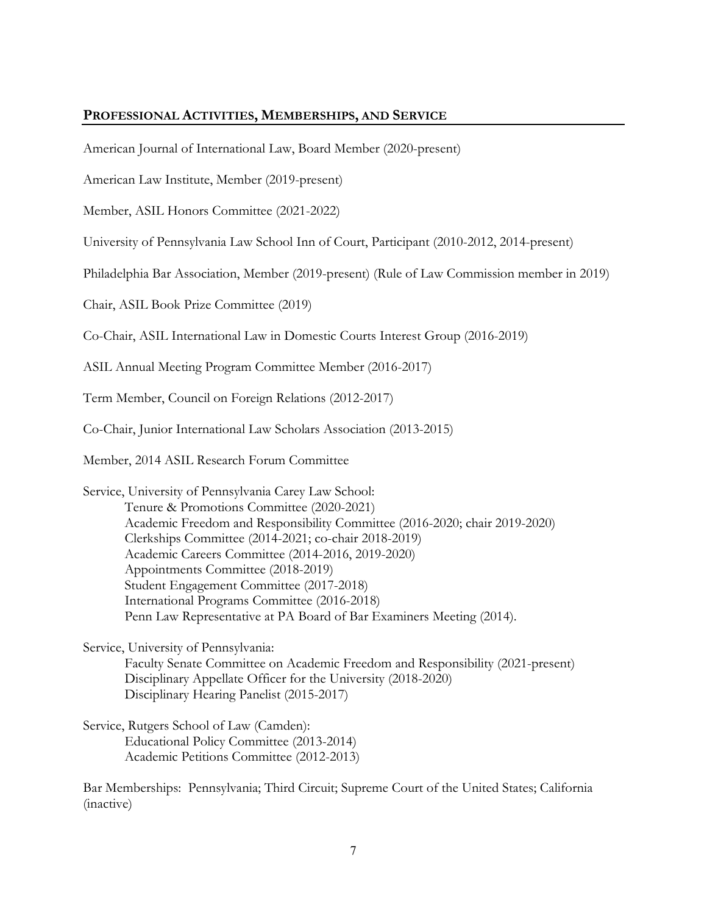## PROFESSIONAL ACTIVITIES, MEMBERSHIPS, AND SERVICE

American Journal of International Law, Board Member (2020-present)

American Law Institute, Member (2019-present)

Member, ASIL Honors Committee (2021-2022)

University of Pennsylvania Law School Inn of Court, Participant (2010-2012, 2014-present)

Philadelphia Bar Association, Member (2019-present) (Rule of Law Commission member in 2019)

Chair, ASIL Book Prize Committee (2019)

Co-Chair, ASIL International Law in Domestic Courts Interest Group (2016-2019)

ASIL Annual Meeting Program Committee Member (2016-2017)

Term Member, Council on Foreign Relations (2012-2017)

Co-Chair, Junior International Law Scholars Association (2013-2015)

Member, 2014 ASIL Research Forum Committee

Service, University of Pennsylvania Carey Law School:
- Tenure & Promotions Committee (2020-2021)
- Academic Freedom and Responsibility Committee (2016-2020; chair 2019-2020)
- Clerkships Committee (2014-2021; co-chair 2018-2019)
- Academic Careers Committee (2014-2016, 2019-2020)
- Appointments Committee (2018-2019)
- Student Engagement Committee (2017-2018)
- International Programs Committee (2016-2018)
- Penn Law Representative at PA Board of Bar Examiners Meeting (2014).

Service, University of Pennsylvania:
- Faculty Senate Committee on Academic Freedom and Responsibility (2021-present)
- Disciplinary Appellate Officer for the University (2018-2020)
- Disciplinary Hearing Panelist (2015-2017)

Service, Rutgers School of Law (Camden):
- Educational Policy Committee (2013-2014)
- Academic Petitions Committee (2012-2013)

Bar Memberships: Pennsylvania; Third Circuit; Supreme Court of the United States; California (inactive)